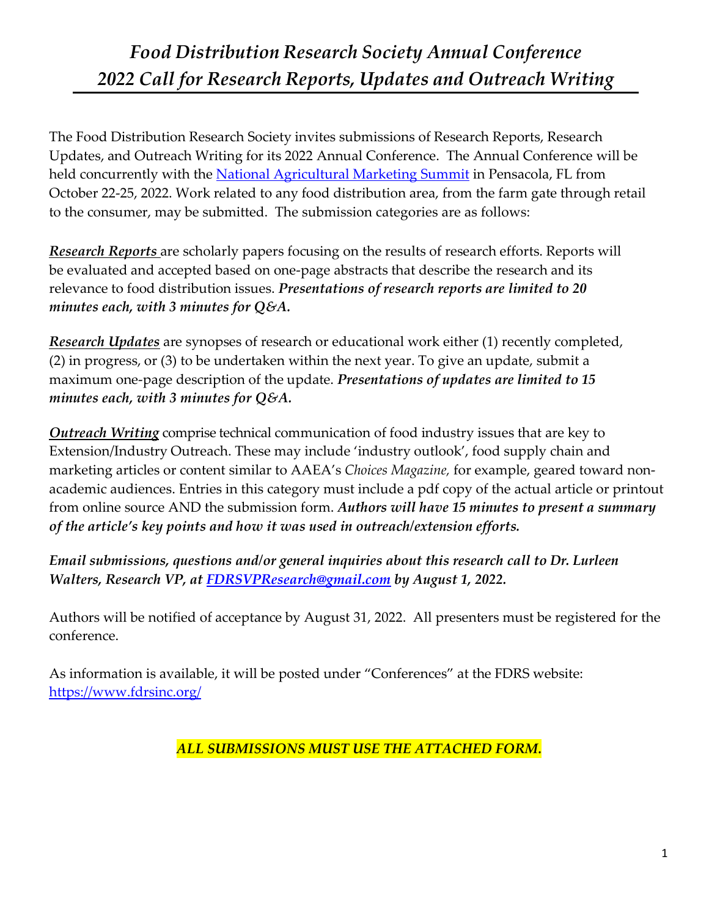# *Food Distribution Research Society Annual Conference*
# *2022 Call for Research Reports, Updates and Outreach Writing*

The Food Distribution Research Society invites submissions of Research Reports, Research Updates, and Outreach Writing for its 2022 Annual Conference. The Annual Conference will be held concurrently with the [National Agricultural Marketing Summit](#) in Pensacola, FL from October 22-25, 2022. Work related to any food distribution area, from the farm gate through retail to the consumer, may be submitted. The submission categories are as follows:

***Research Reports*** are scholarly papers focusing on the results of research efforts. Reports will be evaluated and accepted based on one-page abstracts that describe the research and its relevance to food distribution issues. ***Presentations of research reports are limited to 20 minutes each, with 3 minutes for Q&A.***

***Research Updates*** are synopses of research or educational work either (1) recently completed, (2) in progress, or (3) to be undertaken within the next year. To give an update, submit a maximum one-page description of the update. ***Presentations of updates are limited to 15 minutes each, with 3 minutes for Q&A.***

***Outreach Writing*** comprise technical communication of food industry issues that are key to Extension/Industry Outreach. These may include 'industry outlook', food supply chain and marketing articles or content similar to AAEA's *Choices Magazine,* for example, geared toward non-academic audiences. Entries in this category must include a pdf copy of the actual article or printout from online source AND the submission form. ***Authors will have 15 minutes to present a summary of the article's key points and how it was used in outreach/extension efforts.***

***Email submissions, questions and/or general inquiries about this research call to Dr. Lurleen Walters, Research VP, at [FDRSVPResearch@gmail.com](mailto:FDRSVPResearch@gmail.com) by August 1, 2022.***

Authors will be notified of acceptance by August 31, 2022. All presenters must be registered for the conference.

As information is available, it will be posted under "Conferences" at the FDRS website: [https://www.fdrsinc.org/](https://www.fdrsinc.org/)

***ALL SUBMISSIONS MUST USE THE ATTACHED FORM.***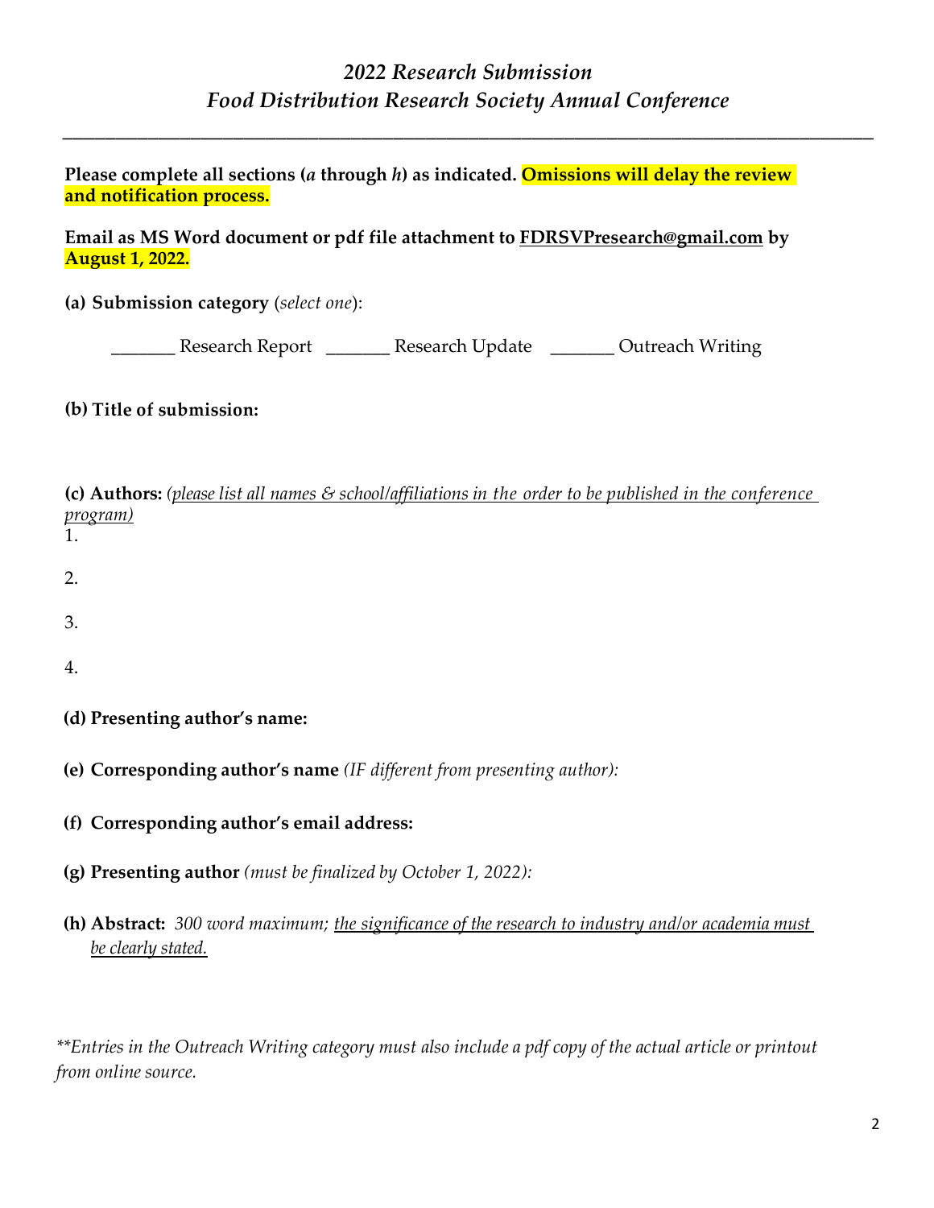# *2022 Research Submission*
# *Food Distribution Research Society Annual Conference*

---

**Please complete all sections (*a* through *h*) as indicated. Omissions will delay the review and notification process.**

**Email as MS Word document or pdf file attachment to FDRSVPresearch@gmail.com by August 1, 2022.**

**(a) Submission category** (*select one*):

_______ Research Report _______ Research Update _______ Outreach Writing

**(b) Title of submission:**

**(c) Authors:** *(please list all names & school/affiliations in the order to be published in the conference program)*

1.

2.

3.

4.

**(d) Presenting author's name:**

**(e) Corresponding author's name** *(IF different from presenting author):*

**(f) Corresponding author's email address:**

**(g) Presenting author** *(must be finalized by October 1, 2022):*

**(h) Abstract:** *300 word maximum; the significance of the research to industry and/or academia must be clearly stated.*

*\*\*Entries in the Outreach Writing category must also include a pdf copy of the actual article or printout from online source.*